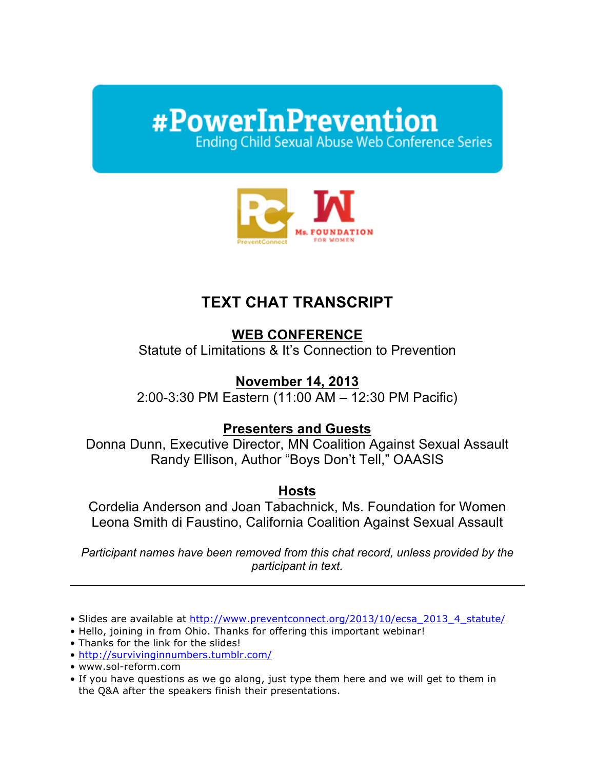# #PowerInPrevention

Ending Child Sexual Abuse Web Conference Series

PreventConnect

Ms. FOUNDATION FOR WOMEN

## TEXT CHAT TRANSCRIPT

**WEB CONFERENCE**

Statute of Limitations & It's Connection to Prevention

**November 14, 2013**

2:00-3:30 PM Eastern (11:00 AM – 12:30 PM Pacific)

**Presenters and Guests**

Donna Dunn, Executive Director, MN Coalition Against Sexual Assault

Randy Ellison, Author "Boys Don't Tell," OAASIS

**Hosts**

Cordelia Anderson and Joan Tabachnick, Ms. Foundation for Women

Leona Smith di Faustino, California Coalition Against Sexual Assault

*Participant names have been removed from this chat record, unless provided by the participant in text.*

---

- Slides are available at http://www.preventconnect.org/2013/10/ecsa_2013_4_statute/
- Hello, joining in from Ohio. Thanks for offering this important webinar!
- Thanks for the link for the slides!
- http://survivinginnumbers.tumblr.com/
- www.sol-reform.com
- If you have questions as we go along, just type them here and we will get to them in the Q&A after the speakers finish their presentations.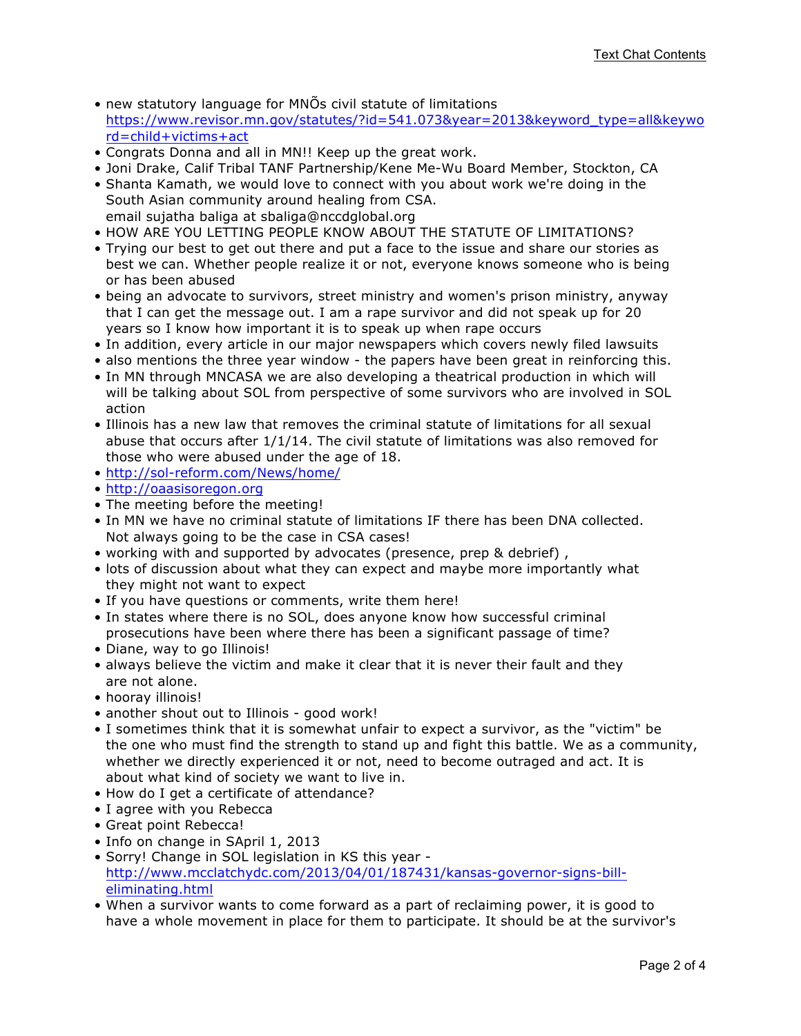- new statutory language for MNÕs civil statute of limitations https://www.revisor.mn.gov/statutes/?id=541.073&year=2013&keyword_type=all&keyword=child+victims+act
- Congrats Donna and all in MN!! Keep up the great work.
- Joni Drake, Calif Tribal TANF Partnership/Kene Me-Wu Board Member, Stockton, CA
- Shanta Kamath, we would love to connect with you about work we're doing in the South Asian community around healing from CSA.
  email sujatha baliga at sbaliga@nccdglobal.org
- HOW ARE YOU LETTING PEOPLE KNOW ABOUT THE STATUTE OF LIMITATIONS?
- Trying our best to get out there and put a face to the issue and share our stories as best we can. Whether people realize it or not, everyone knows someone who is being or has been abused
- being an advocate to survivors, street ministry and women's prison ministry, anyway that I can get the message out. I am a rape survivor and did not speak up for 20 years so I know how important it is to speak up when rape occurs
- In addition, every article in our major newspapers which covers newly filed lawsuits
- also mentions the three year window - the papers have been great in reinforcing this.
- In MN through MNCASA we are also developing a theatrical production in which will will be talking about SOL from perspective of some survivors who are involved in SOL action
- Illinois has a new law that removes the criminal statute of limitations for all sexual abuse that occurs after 1/1/14. The civil statute of limitations was also removed for those who were abused under the age of 18.
- http://sol-reform.com/News/home/
- http://oaasisoregon.org
- The meeting before the meeting!
- In MN we have no criminal statute of limitations IF there has been DNA collected. Not always going to be the case in CSA cases!
- working with and supported by advocates (presence, prep & debrief) ,
- lots of discussion about what they can expect and maybe more importantly what they might not want to expect
- If you have questions or comments, write them here!
- In states where there is no SOL, does anyone know how successful criminal prosecutions have been where there has been a significant passage of time?
- Diane, way to go Illinois!
- always believe the victim and make it clear that it is never their fault and they are not alone.
- hooray illinois!
- another shout out to Illinois - good work!
- I sometimes think that it is somewhat unfair to expect a survivor, as the "victim" be the one who must find the strength to stand up and fight this battle. We as a community, whether we directly experienced it or not, need to become outraged and act. It is about what kind of society we want to live in.
- How do I get a certificate of attendance?
- I agree with you Rebecca
- Great point Rebecca!
- Info on change in SApril 1, 2013
- Sorry! Change in SOL legislation in KS this year - http://www.mcclatchydc.com/2013/04/01/187431/kansas-governor-signs-bill-eliminating.html
- When a survivor wants to come forward as a part of reclaiming power, it is good to have a whole movement in place for them to participate. It should be at the survivor's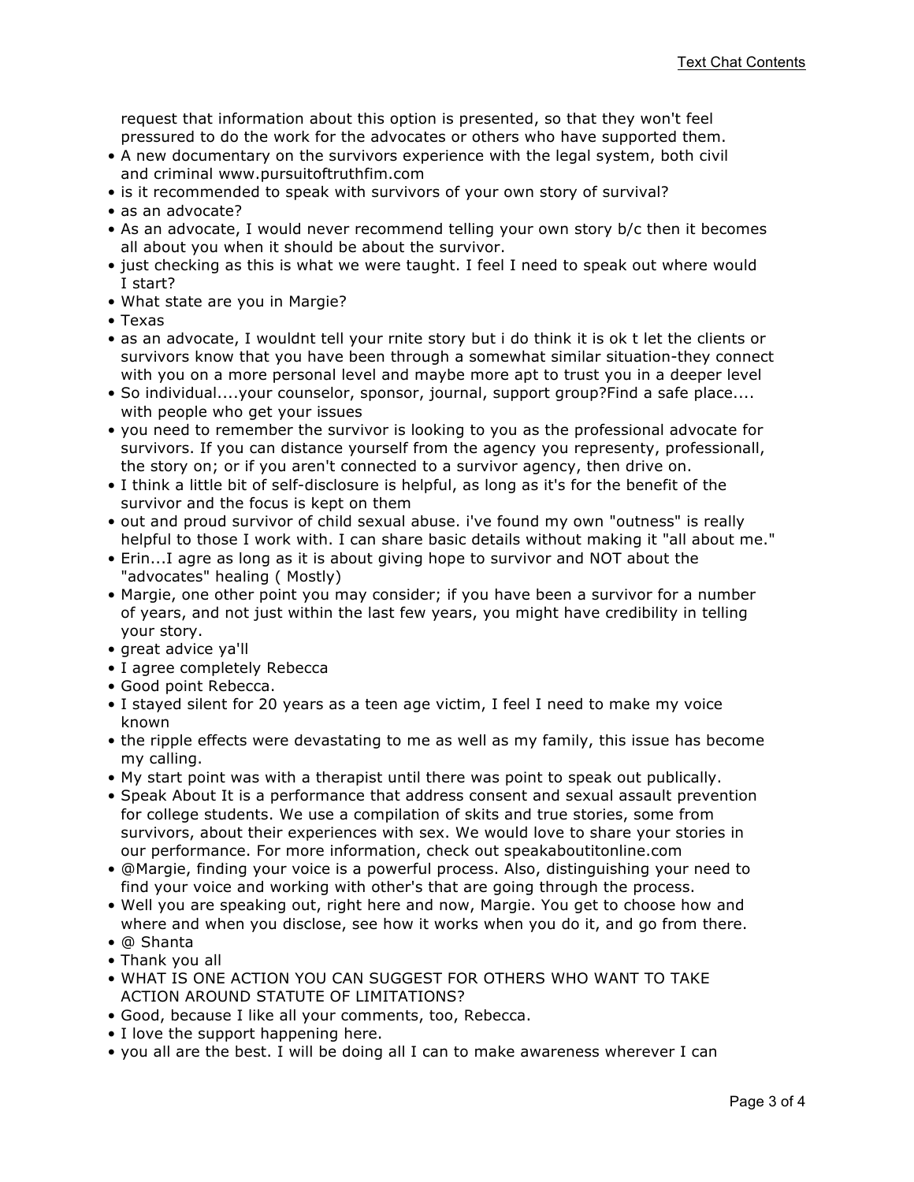request that information about this option is presented, so that they won't feel pressured to do the work for the advocates or others who have supported them.

- A new documentary on the survivors experience with the legal system, both civil and criminal www.pursuitoftruthfim.com
- is it recommended to speak with survivors of your own story of survival?
- as an advocate?
- As an advocate, I would never recommend telling your own story b/c then it becomes all about you when it should be about the survivor.
- just checking as this is what we were taught. I feel I need to speak out where would I start?
- What state are you in Margie?
- Texas
- as an advocate, I wouldnt tell your rnite story but i do think it is ok t let the clients or survivors know that you have been through a somewhat similar situation-they connect with you on a more personal level and maybe more apt to trust you in a deeper level
- So individual....your counselor, sponsor, journal, support group?Find a safe place.... with people who get your issues
- you need to remember the survivor is looking to you as the professional advocate for survivors. If you can distance yourself from the agency you representy, professionall, the story on; or if you aren't connected to a survivor agency, then drive on.
- I think a little bit of self-disclosure is helpful, as long as it's for the benefit of the survivor and the focus is kept on them
- out and proud survivor of child sexual abuse. i've found my own "outness" is really helpful to those I work with. I can share basic details without making it "all about me."
- Erin...I agre as long as it is about giving hope to survivor and NOT about the "advocates" healing ( Mostly)
- Margie, one other point you may consider; if you have been a survivor for a number of years, and not just within the last few years, you might have credibility in telling your story.
- great advice ya'll
- I agree completely Rebecca
- Good point Rebecca.
- I stayed silent for 20 years as a teen age victim, I feel I need to make my voice known
- the ripple effects were devastating to me as well as my family, this issue has become my calling.
- My start point was with a therapist until there was point to speak out publically.
- Speak About It is a performance that address consent and sexual assault prevention for college students. We use a compilation of skits and true stories, some from survivors, about their experiences with sex. We would love to share your stories in our performance. For more information, check out speakaboutitonline.com
- @Margie, finding your voice is a powerful process. Also, distinguishing your need to find your voice and working with other's that are going through the process.
- Well you are speaking out, right here and now, Margie. You get to choose how and where and when you disclose, see how it works when you do it, and go from there.
- @ Shanta
- Thank you all
- WHAT IS ONE ACTION YOU CAN SUGGEST FOR OTHERS WHO WANT TO TAKE ACTION AROUND STATUTE OF LIMITATIONS?
- Good, because I like all your comments, too, Rebecca.
- I love the support happening here.
- you all are the best. I will be doing all I can to make awareness wherever I can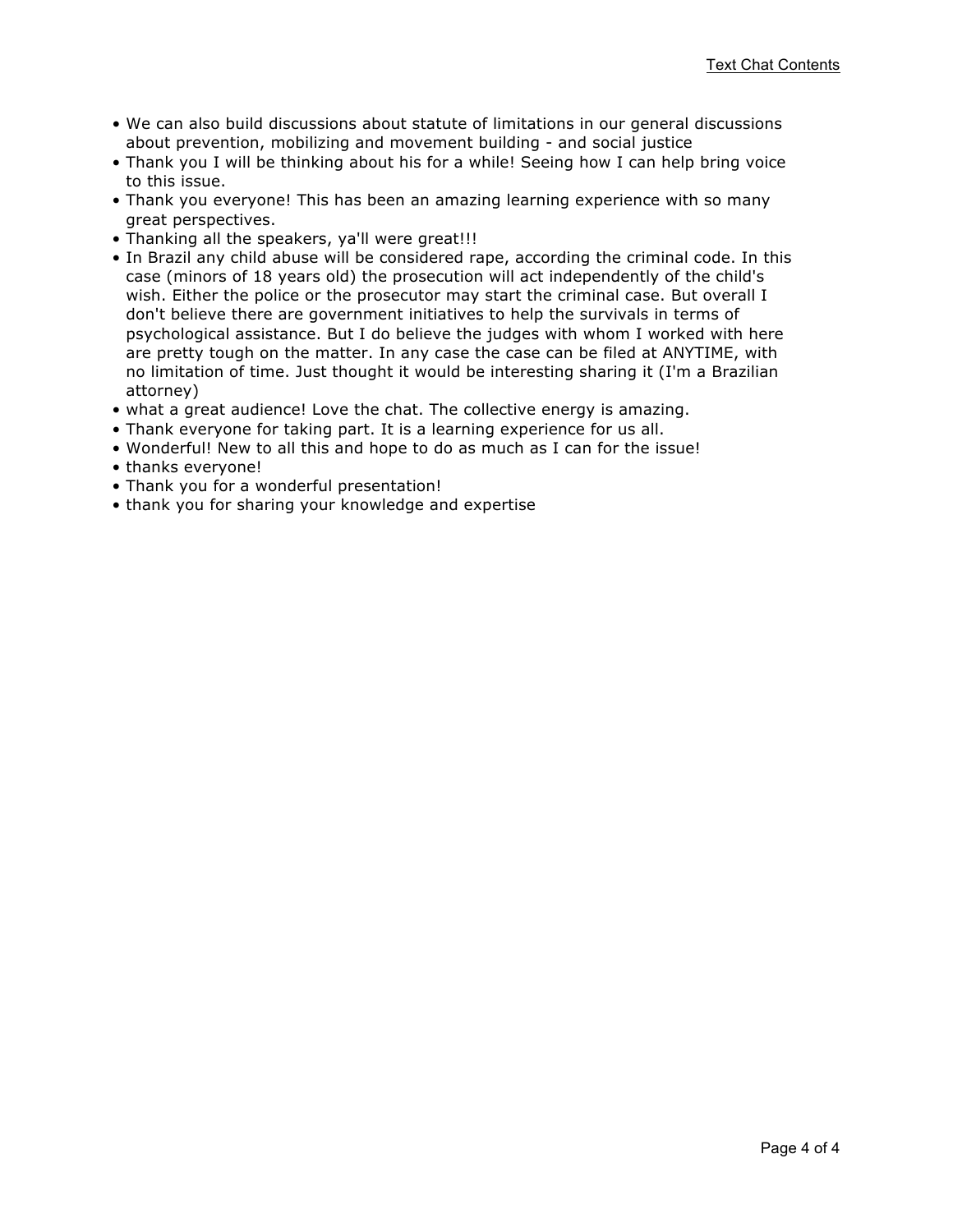- We can also build discussions about statute of limitations in our general discussions about prevention, mobilizing and movement building - and social justice
- Thank you I will be thinking about his for a while! Seeing how I can help bring voice to this issue.
- Thank you everyone! This has been an amazing learning experience with so many great perspectives.
- Thanking all the speakers, ya'll were great!!!
- In Brazil any child abuse will be considered rape, according the criminal code. In this case (minors of 18 years old) the prosecution will act independently of the child's wish. Either the police or the prosecutor may start the criminal case. But overall I don't believe there are government initiatives to help the survivals in terms of psychological assistance. But I do believe the judges with whom I worked with here are pretty tough on the matter. In any case the case can be filed at ANYTIME, with no limitation of time. Just thought it would be interesting sharing it (I'm a Brazilian attorney)
- what a great audience! Love the chat. The collective energy is amazing.
- Thank everyone for taking part. It is a learning experience for us all.
- Wonderful! New to all this and hope to do as much as I can for the issue!
- thanks everyone!
- Thank you for a wonderful presentation!
- thank you for sharing your knowledge and expertise